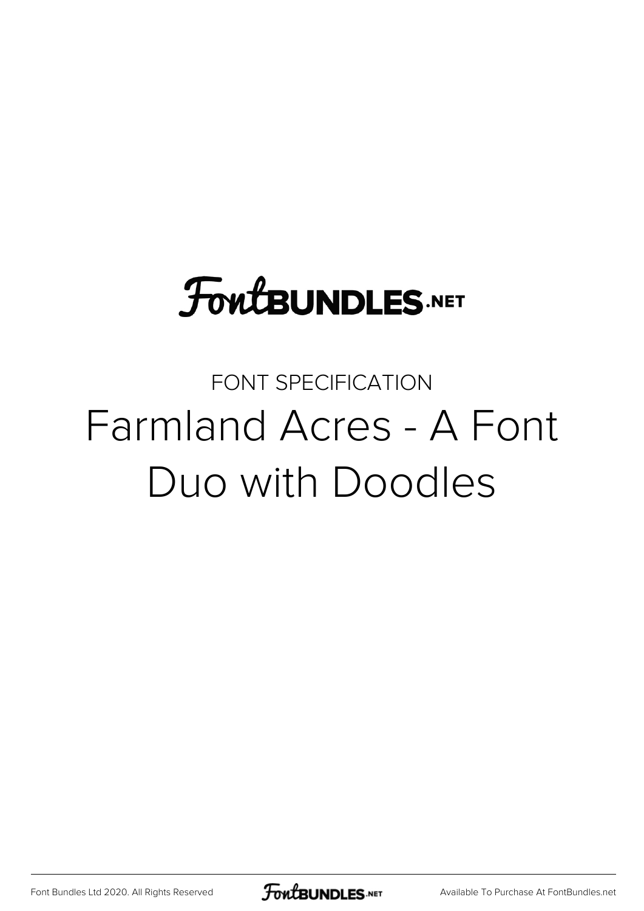FontBUNDLES.NET

FONT SPECIFICATION

# Farmland Acres - A Font Duo with Doodles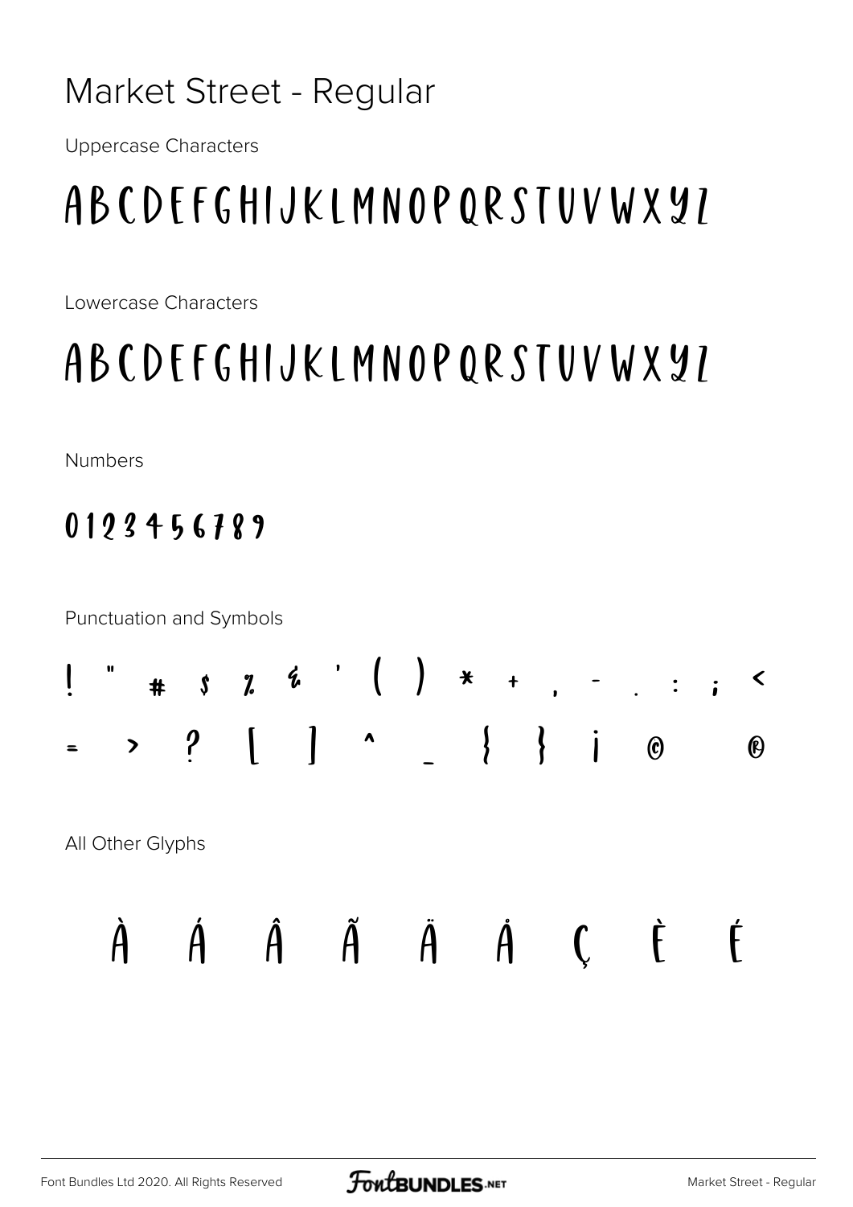# Market Street - Regular

Uppercase Characters

ABCDEFGHIJKLMNOPQRSTUVWXYZ

Lowercase Characters

ABCDEFGHIJKLMNOPQRSTUVWXYZ

Numbers

0123456789

Punctuation and Symbols

! " # $ % & ' ( ) * + , - . : ; <

= > ? [ ] ^ _ { } ¡ © ®

All Other Glyphs

À Á Â Ã Ä Å Ç È É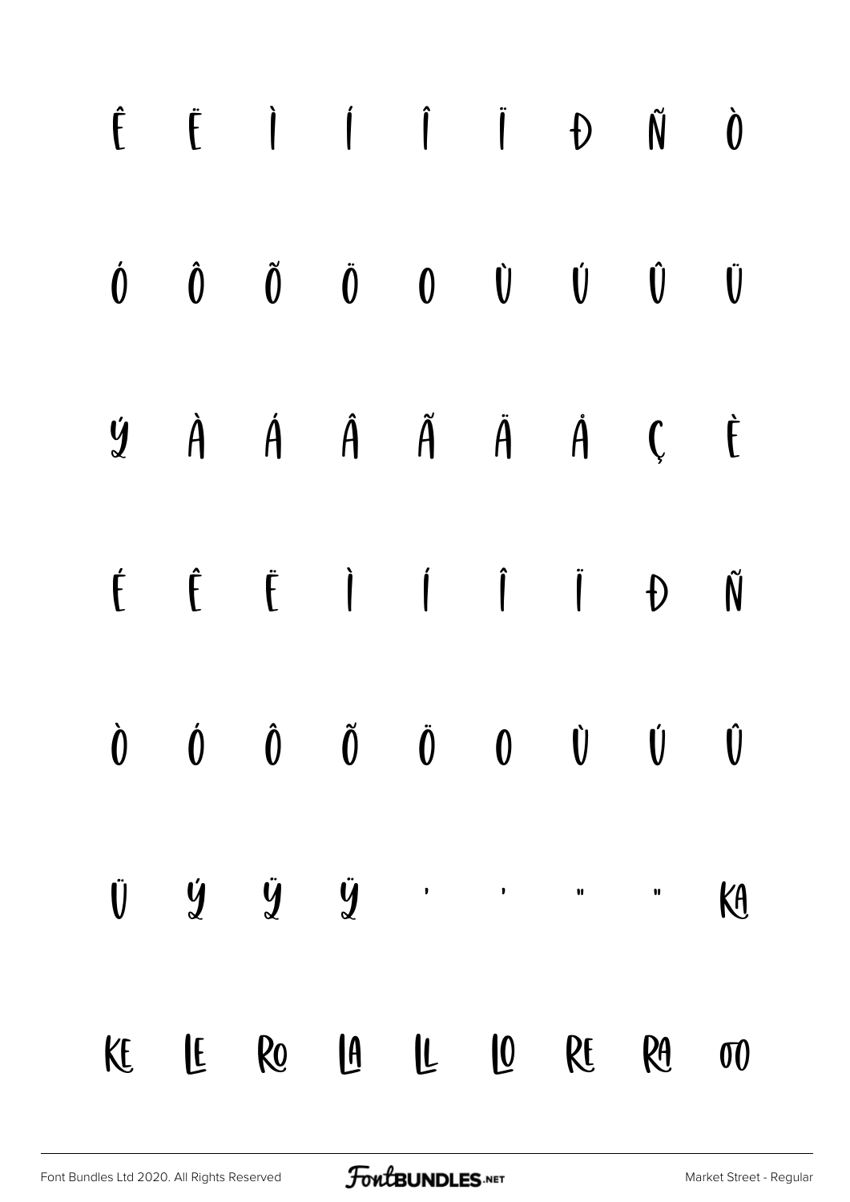Ê Ë Ì Í Î Ï Ð Ñ Ò

Ó Ô Õ Ö Ø Ù Ú Û Ü

ý À Á Â Ã Ä Å Ç È

É Ê Ë Ì Í Î Ï Ð Ñ

Ò Ó Ô Õ Ö Ø Ù Ú Û

Ü ý ÿ Ÿ ' ' " " KA

KE LE RO LA LL LO RE RA OO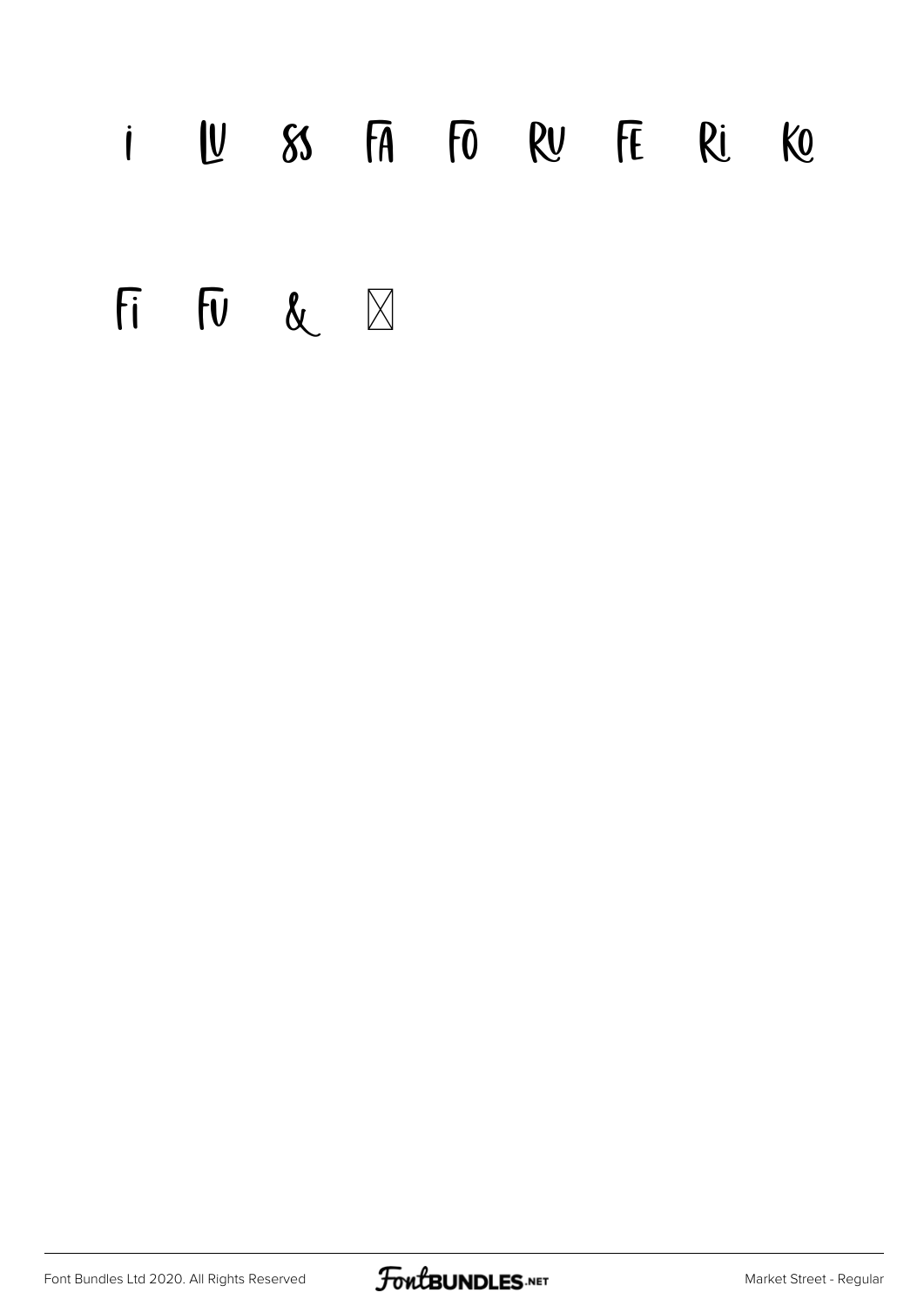i LU SS FA FO RU FE Ri KO

Fi FU &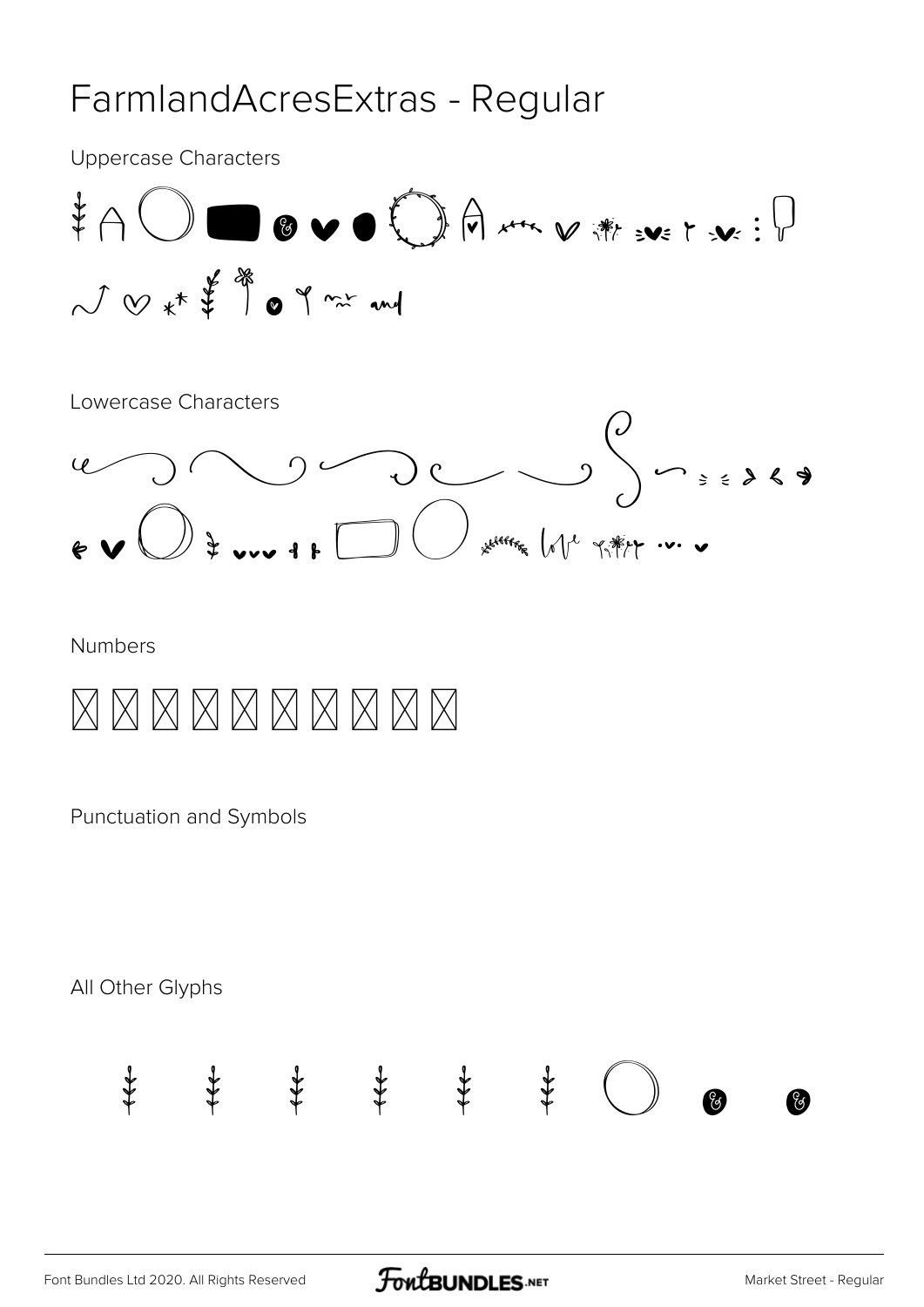# FarmlandAcresExtras - Regular

Uppercase Characters

Lowercase Characters

Numbers

Punctuation and Symbols

All Other Glyphs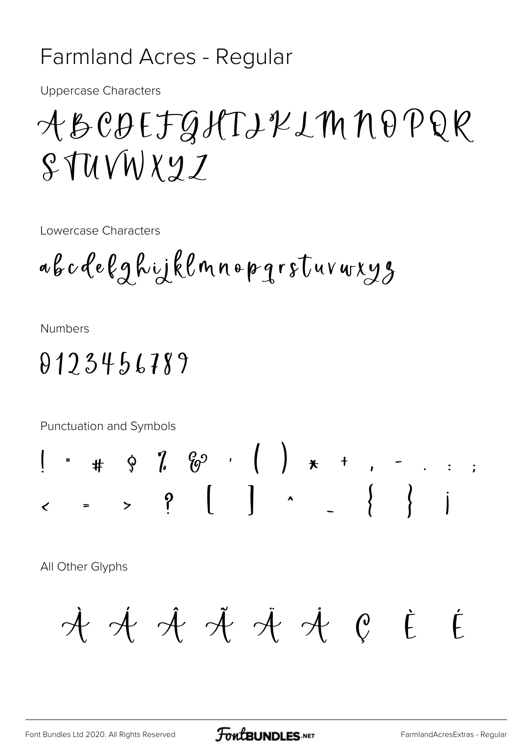# Farmland Acres - Regular

Uppercase Characters

ABCDEFGHIJKLMNOPQR
STUVWXYZ

Lowercase Characters

abcdefghijklmnopqrstuvwxyz

Numbers

0123456789

Punctuation and Symbols

! " # $ % & ' ( ) * + , - . : ;
< = > ? [ ] ^ _ { } ¡

All Other Glyphs

À Á Â Ã Ä Å Ç È É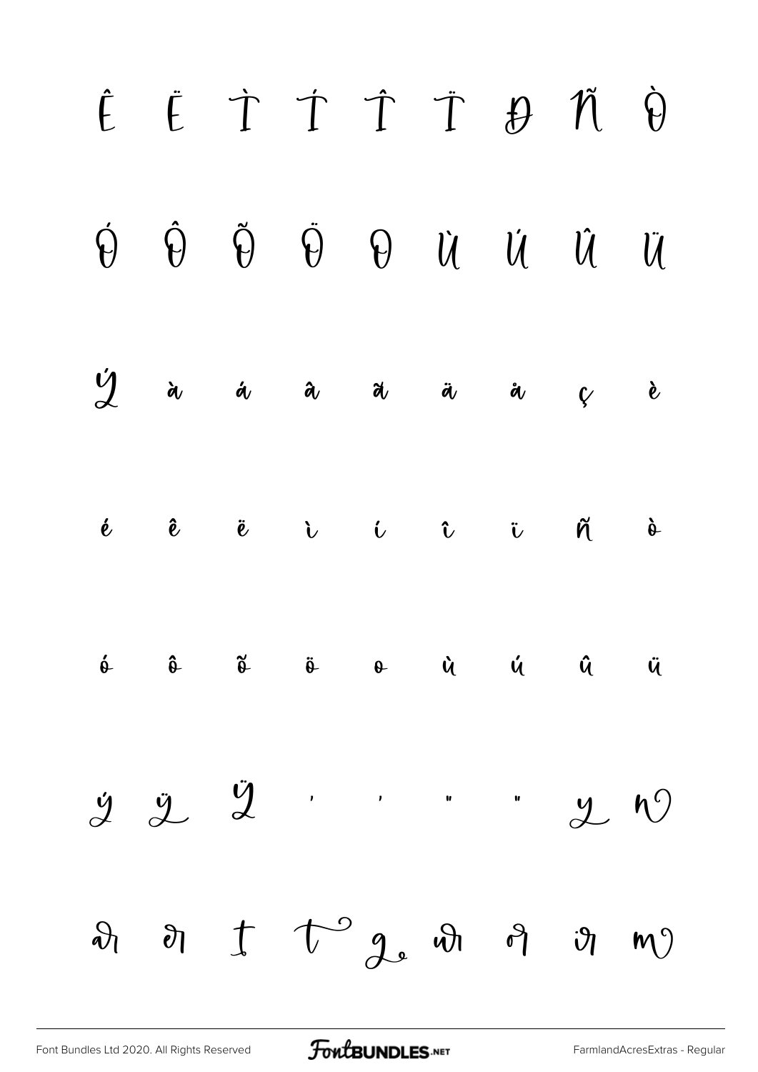Ê Ë Ì Í Î Ï Đ Ñ Ò

Ó Ô Õ Ö Ø Ù Ú Û Ü

Ý à á â ã ä å ç è

é ê ë ì í î ï ñ ò

ó ô õ ö ø ù ú û ü

ý ÿ Ÿ ' ' " "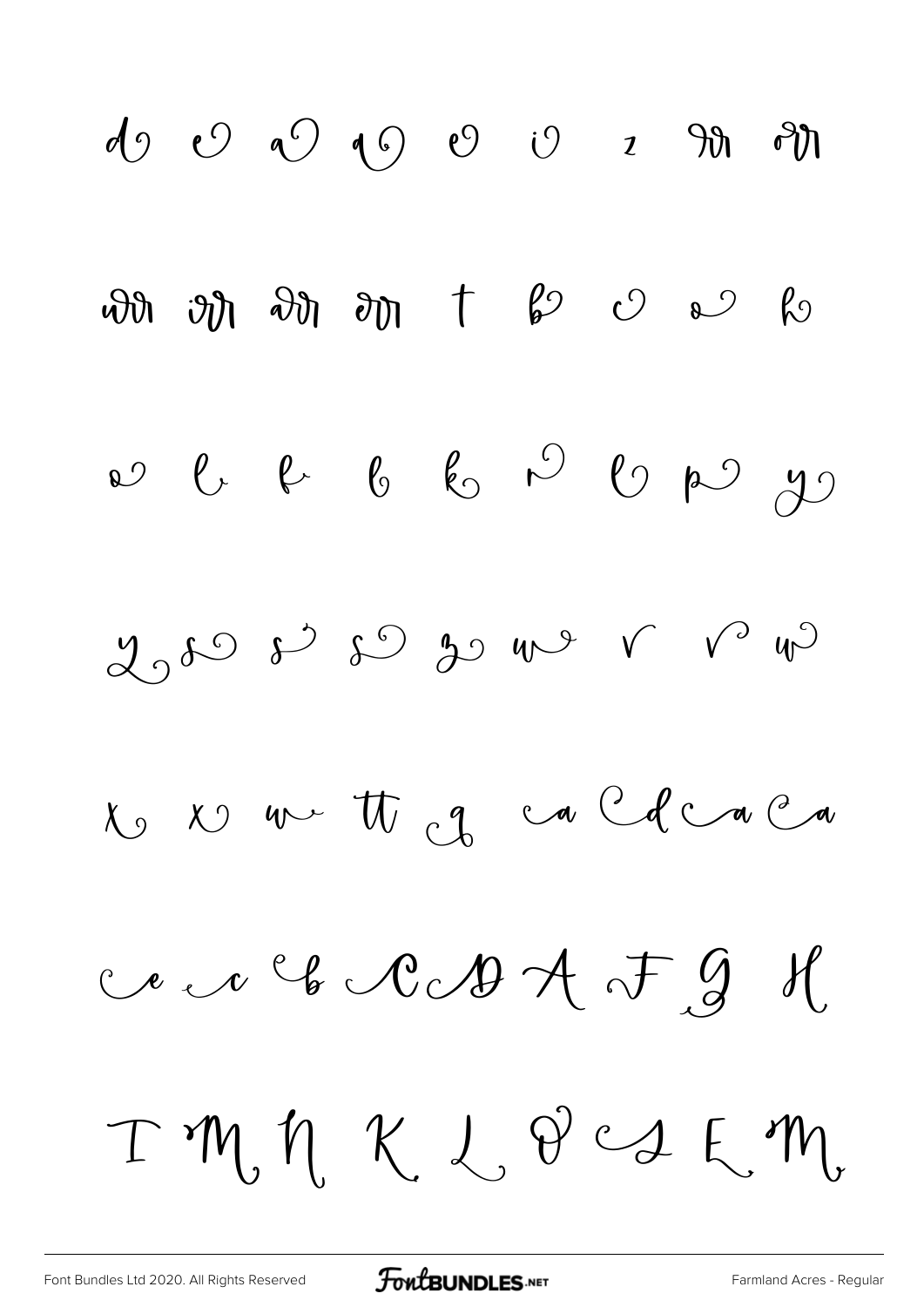d e a a e i z rr rr

wrr irr arr err t b o o h

o l l l k r l p y

y s s s z w v v w

x x w tt q ca Cd ca Ca

Ce c Cb C D A F G H

I M N K L O S E M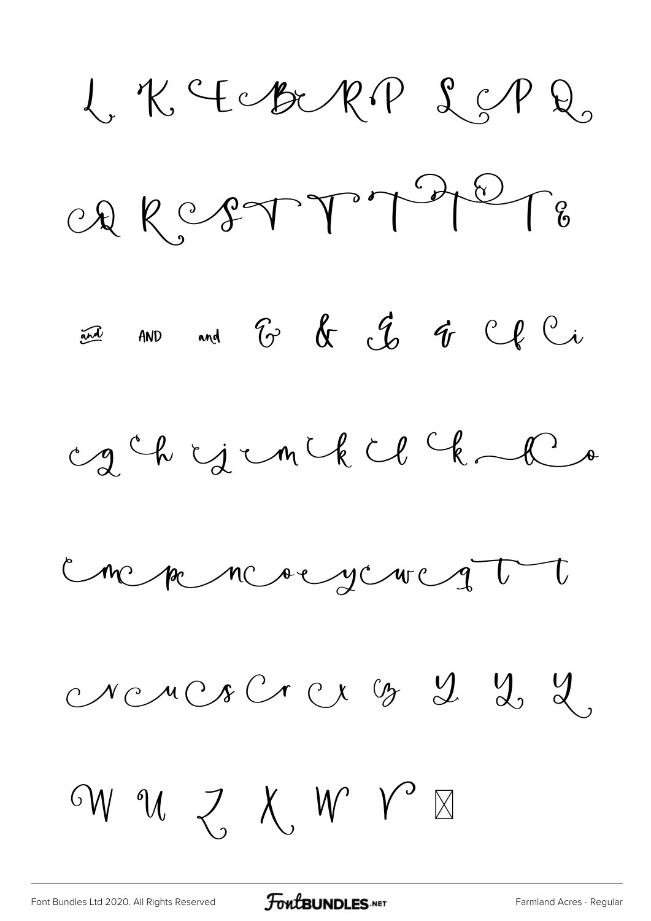L K E B R P L P Q

Q R S T T T T T &

and AND and & & & & Cf Ci

cg ch cj m k cl k l o

m p n o e y w q t t

v u s r x z Y Y Y

W U Z X W V